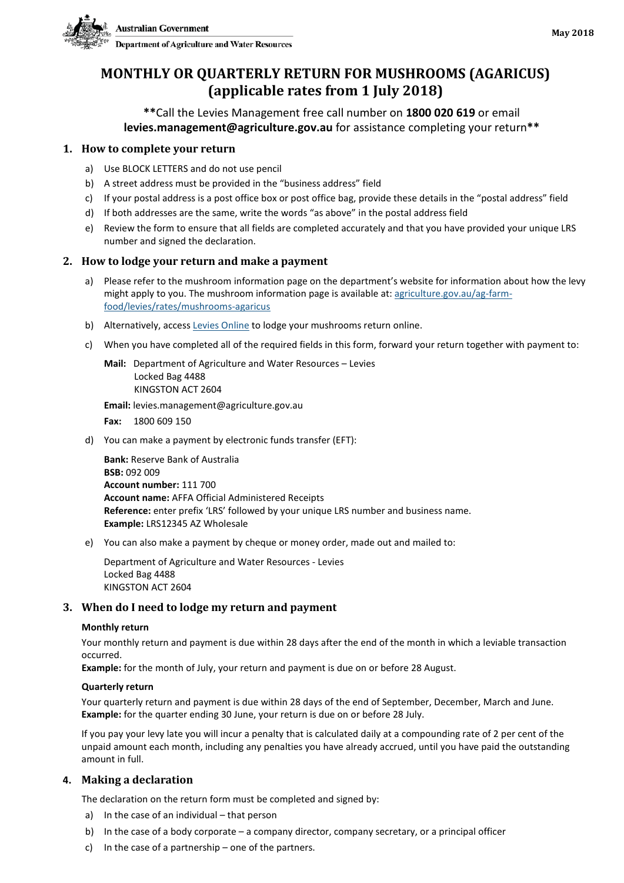Australian Government

Department of Agriculture and Water Resources

May 2018

# MONTHLY OR QUARTERLY RETURN FOR MUSHROOMS (AGARICUS) (applicable rates from 1 July 2018)

**Call the Levies Management free call number on **1800 020 619** or email **levies.management@agriculture.gov.au** for assistance completing your return**

## 1. How to complete your return

a) Use BLOCK LETTERS and do not use pencil

b) A street address must be provided in the "business address" field

c) If your postal address is a post office box or post office bag, provide these details in the "postal address" field

d) If both addresses are the same, write the words "as above" in the postal address field

e) Review the form to ensure that all fields are completed accurately and that you have provided your unique LRS number and signed the declaration.

## 2. How to lodge your return and make a payment

a) Please refer to the mushroom information page on the department's website for information about how the levy might apply to you. The mushroom information page is available at: agriculture.gov.au/ag-farm-food/levies/rates/mushrooms-agaricus

b) Alternatively, access Levies Online to lodge your mushrooms return online.

c) When you have completed all of the required fields in this form, forward your return together with payment to:

**Mail:** Department of Agriculture and Water Resources – Levies
Locked Bag 4488
KINGSTON ACT 2604

**Email:** levies.management@agriculture.gov.au

**Fax:** 1800 609 150

d) You can make a payment by electronic funds transfer (EFT):

**Bank:** Reserve Bank of Australia
**BSB:** 092 009
**Account number:** 111 700
**Account name:** AFFA Official Administered Receipts
**Reference:** enter prefix 'LRS' followed by your unique LRS number and business name.
**Example:** LRS12345 AZ Wholesale

e) You can also make a payment by cheque or money order, made out and mailed to:

Department of Agriculture and Water Resources - Levies
Locked Bag 4488
KINGSTON ACT 2604

## 3. When do I need to lodge my return and payment

**Monthly return**

Your monthly return and payment is due within 28 days after the end of the month in which a leviable transaction occurred.
**Example:** for the month of July, your return and payment is due on or before 28 August.

**Quarterly return**

Your quarterly return and payment is due within 28 days of the end of September, December, March and June.
**Example:** for the quarter ending 30 June, your return is due on or before 28 July.

If you pay your levy late you will incur a penalty that is calculated daily at a compounding rate of 2 per cent of the unpaid amount each month, including any penalties you have already accrued, until you have paid the outstanding amount in full.

## 4. Making a declaration

The declaration on the return form must be completed and signed by:

a) In the case of an individual – that person

b) In the case of a body corporate – a company director, company secretary, or a principal officer

c) In the case of a partnership – one of the partners.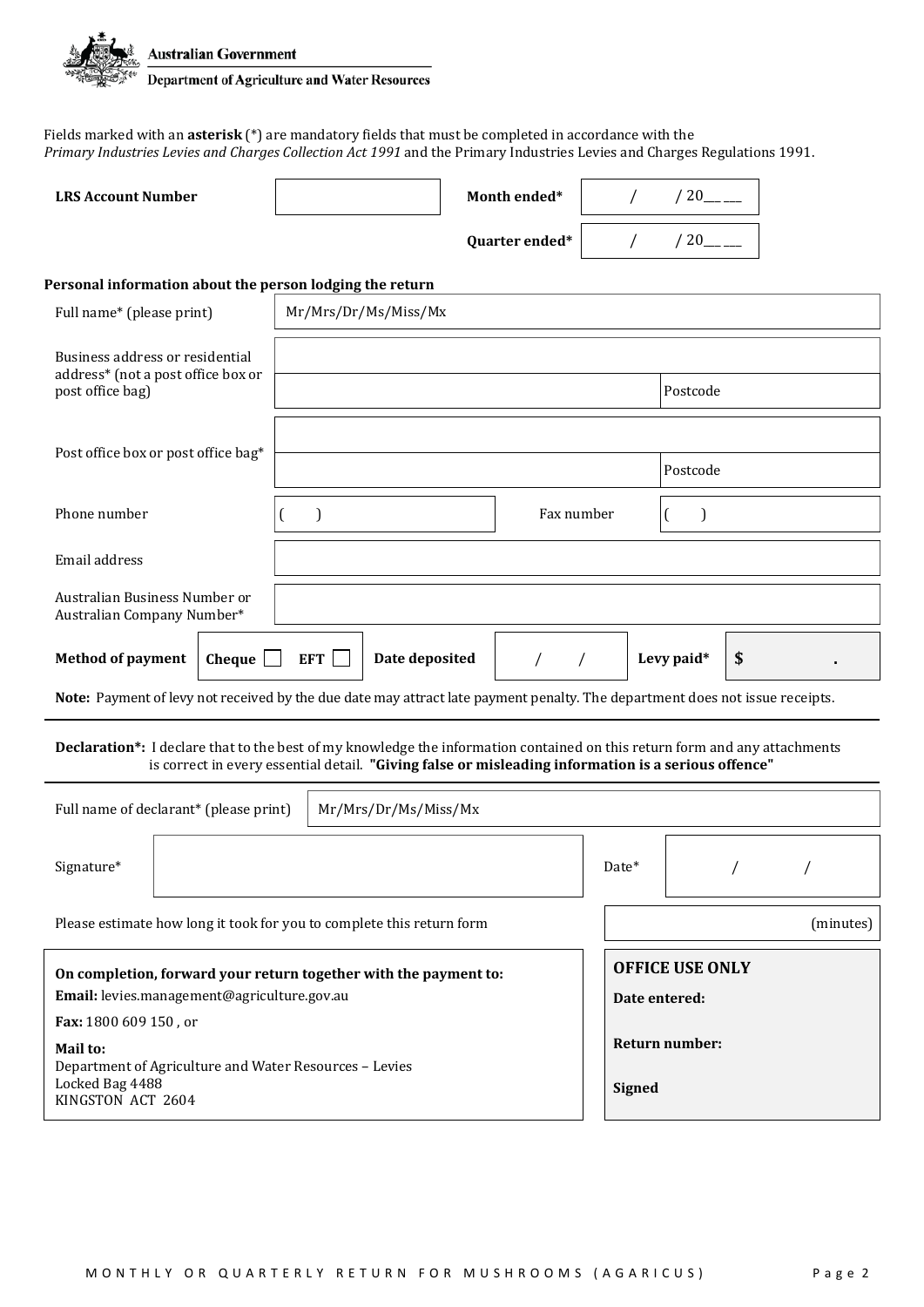Australian Government
Department of Agriculture and Water Resources

Fields marked with an **asterisk** (*) are mandatory fields that must be completed in accordance with the *Primary Industries Levies and Charges Collection Act 1991* and the Primary Industries Levies and Charges Regulations 1991.

| **LRS Account Number** | | **Month ended*** | / / 20__ __ |
|---|---|---|---|
| | | **Quarter ended*** | / / 20__ __ |

**Personal information about the person lodging the return**

| | | | |
|---|---|---|---|
| Full name* (please print) | Mr/Mrs/Dr/Ms/Miss/Mx | | |
| Business address or residential address* (not a post office box or post office bag) | | | |
| | | | Postcode |
| Post office box or post office bag* | | | |
| | | | Postcode |
| Phone number | ( ) | Fax number | ( ) |
| Email address | | | |
| Australian Business Number or Australian Company Number* | | | |

| **Method of payment** | **Cheque** ☐ **EFT** ☐ | **Date deposited** | / / | **Levy paid*** | **$** . |
|---|---|---|---|---|---|

**Note:** Payment of levy not received by the due date may attract late payment penalty. The department does not issue receipts.

**Declaration*:** I declare that to the best of my knowledge the information contained on this return form and any attachments is correct in every essential detail. **"Giving false or misleading information is a serious offence"**

| | | | |
|---|---|---|---|
| Full name of declarant* (please print) | Mr/Mrs/Dr/Ms/Miss/Mx | | |
| Signature* | | Date* | / / |

Please estimate how long it took for you to complete this return form (minutes)

**On completion, forward your return together with the payment to:**

**Email:** levies.management@agriculture.gov.au

**Fax:** 1800 609 150 , or

**Mail to:**
Department of Agriculture and Water Resources – Levies
Locked Bag 4488
KINGSTON ACT 2604

**OFFICE USE ONLY**

**Date entered:**

**Return number:**

**Signed**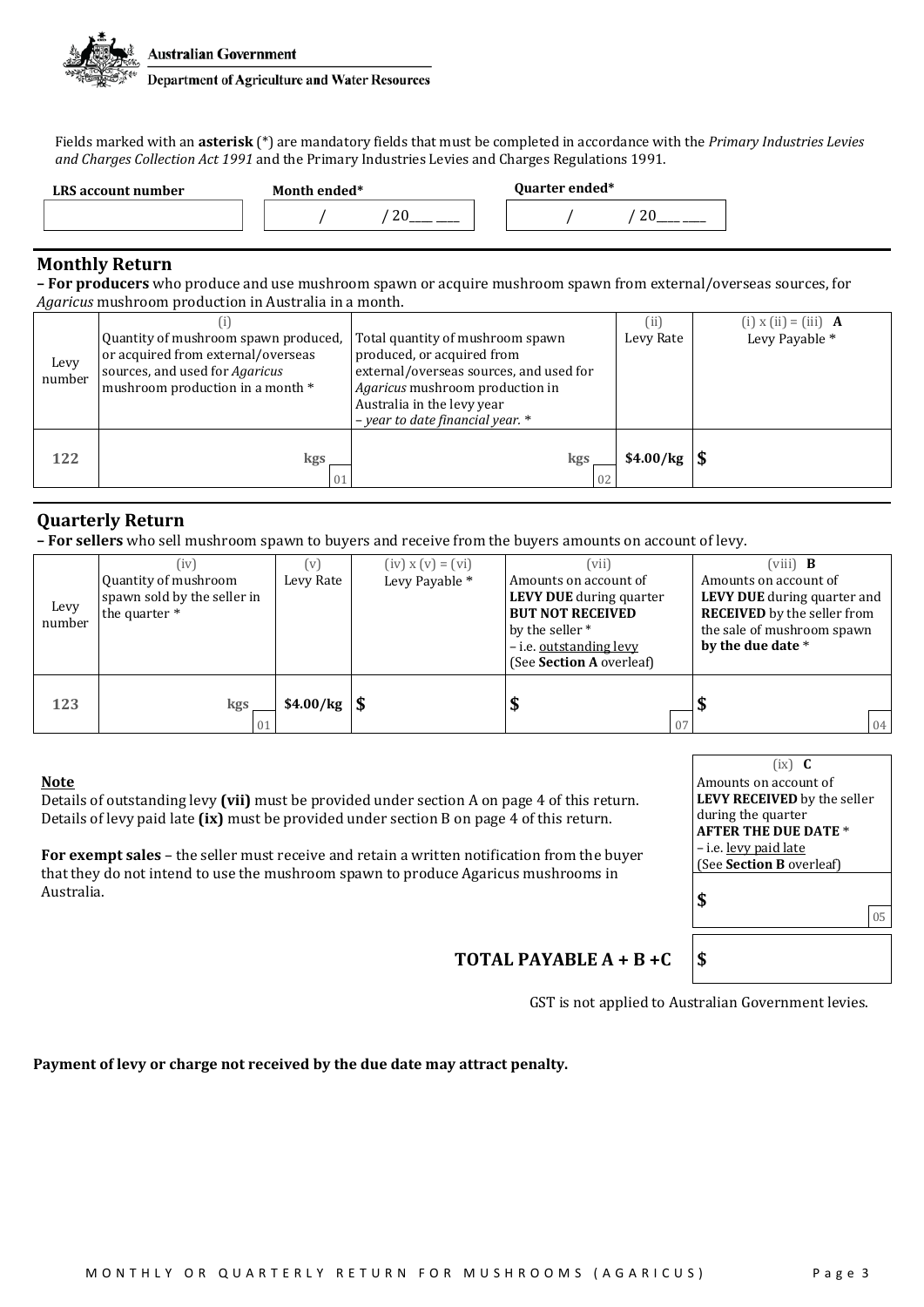Australian Government

Department of Agriculture and Water Resources

Fields marked with an **asterisk** (*) are mandatory fields that must be completed in accordance with the *Primary Industries Levies and Charges Collection Act 1991* and the Primary Industries Levies and Charges Regulations 1991.

| LRS account number | Month ended* | Quarter ended* |
|---|---|---|
| | / / 20\_\_\_ \_\_\_ | / / 20\_\_\_ \_\_\_ |

## Monthly Return

**– For producers** who produce and use mushroom spawn or acquire mushroom spawn from external/overseas sources, for *Agaricus* mushroom production in Australia in a month.

| Levy number | (i) Quantity of mushroom spawn produced, or acquired from external/overseas sources, and used for *Agaricus* mushroom production in a month * | Total quantity of mushroom spawn produced, or acquired from external/overseas sources, and used for *Agaricus* mushroom production in Australia in the levy year – *year to date financial year.* * | (ii) Levy Rate | (i) x (ii) = (iii) **A** Levy Payable * |
|---|---|---|---|---|
| 122 | kgs 01 | kgs 02 | $4.00/kg | $ |

## Quarterly Return

**– For sellers** who sell mushroom spawn to buyers and receive from the buyers amounts on account of levy.

| Levy number | (iv) Quantity of mushroom spawn sold by the seller in the quarter * | (v) Levy Rate | (iv) x (v) = (vi) Levy Payable * | (vii) Amounts on account of **LEVY DUE** during quarter **BUT NOT RECEIVED** by the seller * – i.e. outstanding levy (See **Section A** overleaf) | (viii) **B** Amounts on account of **LEVY DUE** during quarter and **RECEIVED** by the seller from the sale of mushroom spawn **by the due date** * |
|---|---|---|---|---|---|
| 123 | kgs 01 | $4.00/kg | $ | $ 07 | $ 04 |

**Note**

Details of outstanding levy **(vii)** must be provided under section A on page 4 of this return.
Details of levy paid late **(ix)** must be provided under section B on page 4 of this return.

**For exempt sales** – the seller must receive and retain a written notification from the buyer that they do not intend to use the mushroom spawn to produce Agaricus mushrooms in Australia.

| (ix) **C** Amounts on account of **LEVY RECEIVED** by the seller during the quarter **AFTER THE DUE DATE** * – i.e. levy paid late (See **Section B** overleaf) |
|---|
| $ 05 |

**TOTAL PAYABLE A + B +C** $

GST is not applied to Australian Government levies.

**Payment of levy or charge not received by the due date may attract penalty.**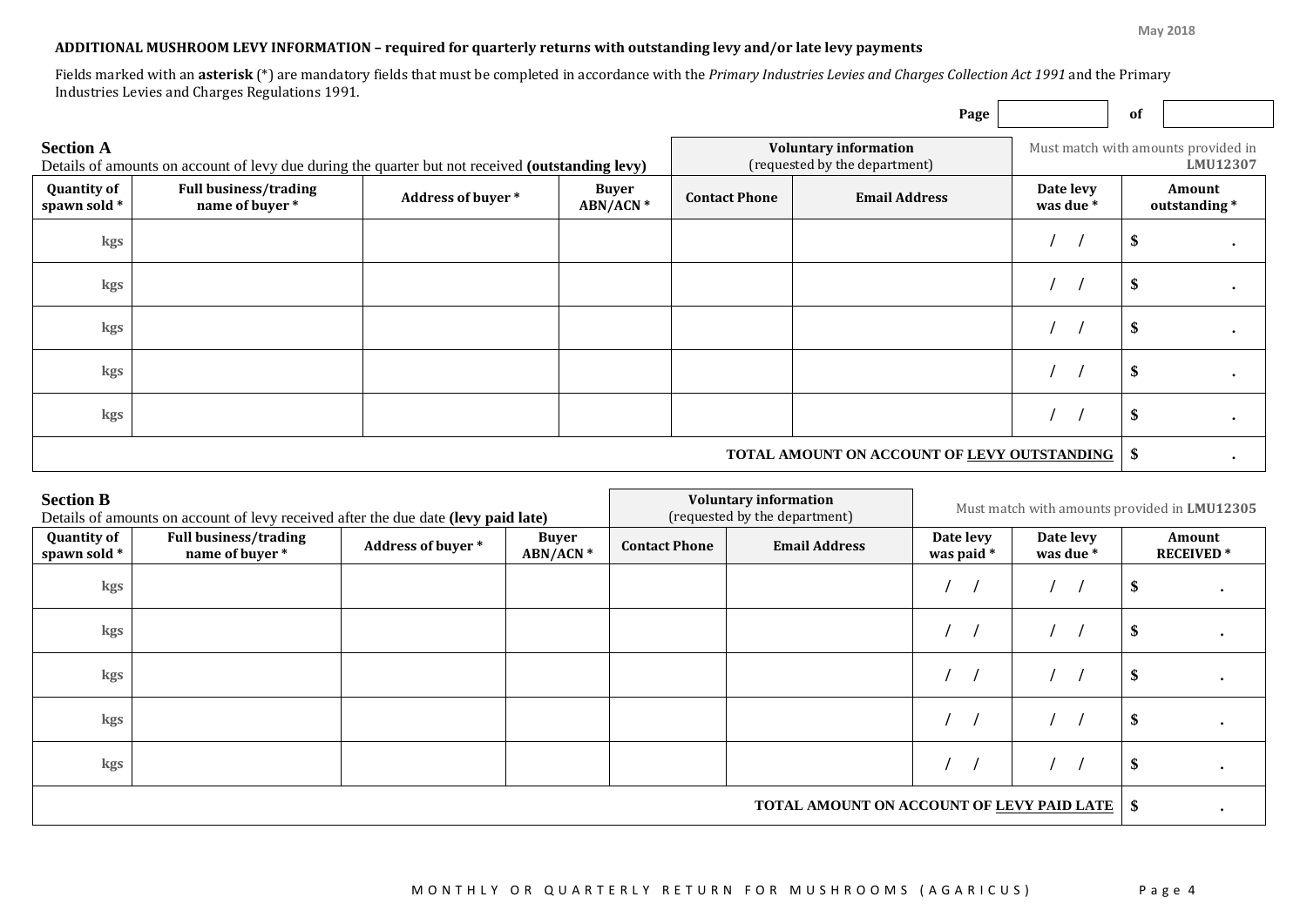**ADDITIONAL MUSHROOM LEVY INFORMATION – required for quarterly returns with outstanding levy and/or late levy payments**

Fields marked with an **asterisk** (*) are mandatory fields that must be completed in accordance with the *Primary Industries Levies and Charges Collection Act 1991* and the Primary Industries Levies and Charges Regulations 1991.

**Page** ______ **of** ______

## Section A

Details of amounts on account of levy due during the quarter but not received **(outstanding levy)**

| | | | | Voluntary information (requested by the department) | | Must match with amounts provided in **LMU12307** | |
|---|---|---|---|---|---|---|---|
| **Quantity of spawn sold** * | **Full business/trading name of buyer** * | **Address of buyer** * | **Buyer ABN/ACN** * | **Contact Phone** | **Email Address** | **Date levy was due** * | **Amount outstanding** * |
| kgs | | | | | | / / | $ . |
| kgs | | | | | | / / | $ . |
| kgs | | | | | | / / | $ . |
| kgs | | | | | | / / | $ . |
| kgs | | | | | | / / | $ . |
| | | | | | | **TOTAL AMOUNT ON ACCOUNT OF <u>LEVY OUTSTANDING</u>** | $ . |

## Section B

Details of amounts on account of levy received after the due date **(levy paid late)**

| | | | | Voluntary information (requested by the department) | | Must match with amounts provided in **LMU12305** | | |
|---|---|---|---|---|---|---|---|---|
| **Quantity of spawn sold** * | **Full business/trading name of buyer** * | **Address of buyer** * | **Buyer ABN/ACN** * | **Contact Phone** | **Email Address** | **Date levy was paid** * | **Date levy was due** * | **Amount RECEIVED** * |
| kgs | | | | | | / / | / / | $ . |
| kgs | | | | | | / / | / / | $ . |
| kgs | | | | | | / / | / / | $ . |
| kgs | | | | | | / / | / / | $ . |
| kgs | | | | | | / / | / / | $ . |
| | | | | | | | **TOTAL AMOUNT ON ACCOUNT OF <u>LEVY PAID LATE</u>** | $ . |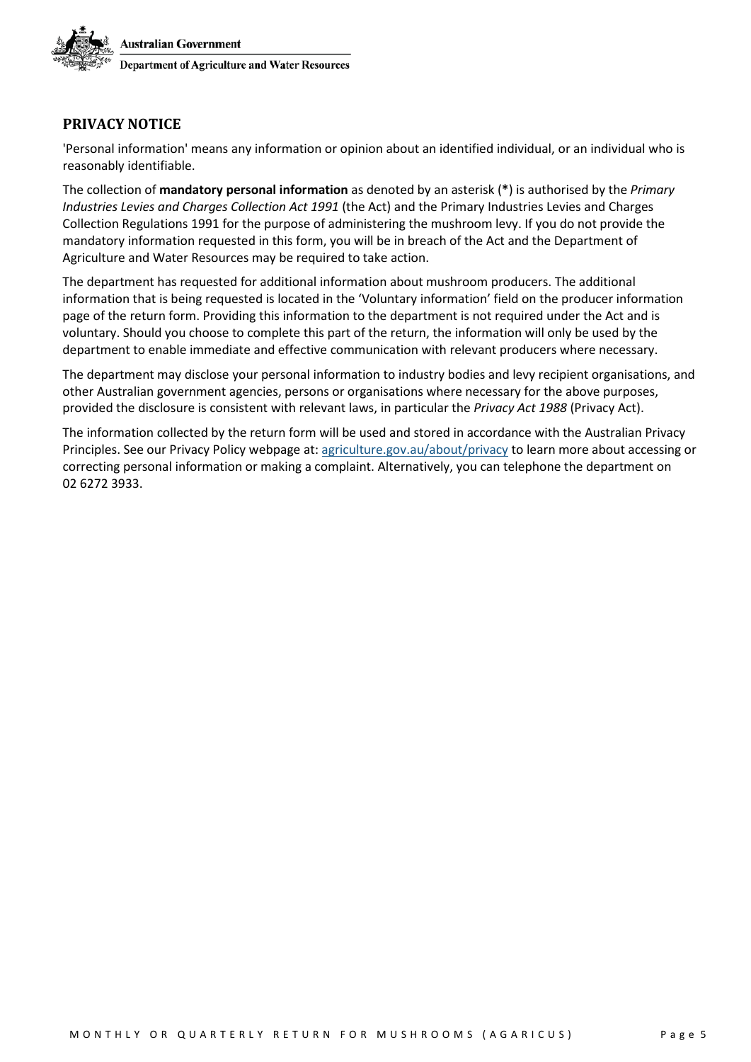Australian Government

Department of Agriculture and Water Resources

## PRIVACY NOTICE

'Personal information' means any information or opinion about an identified individual, or an individual who is reasonably identifiable.

The collection of **mandatory personal information** as denoted by an asterisk (**\***) is authorised by the *Primary Industries Levies and Charges Collection Act 1991* (the Act) and the Primary Industries Levies and Charges Collection Regulations 1991 for the purpose of administering the mushroom levy. If you do not provide the mandatory information requested in this form, you will be in breach of the Act and the Department of Agriculture and Water Resources may be required to take action.

The department has requested for additional information about mushroom producers. The additional information that is being requested is located in the 'Voluntary information' field on the producer information page of the return form. Providing this information to the department is not required under the Act and is voluntary. Should you choose to complete this part of the return, the information will only be used by the department to enable immediate and effective communication with relevant producers where necessary.

The department may disclose your personal information to industry bodies and levy recipient organisations, and other Australian government agencies, persons or organisations where necessary for the above purposes, provided the disclosure is consistent with relevant laws, in particular the *Privacy Act 1988* (Privacy Act).

The information collected by the return form will be used and stored in accordance with the Australian Privacy Principles. See our Privacy Policy webpage at: [agriculture.gov.au/about/privacy](agriculture.gov.au/about/privacy) to learn more about accessing or correcting personal information or making a complaint. Alternatively, you can telephone the department on 02 6272 3933.